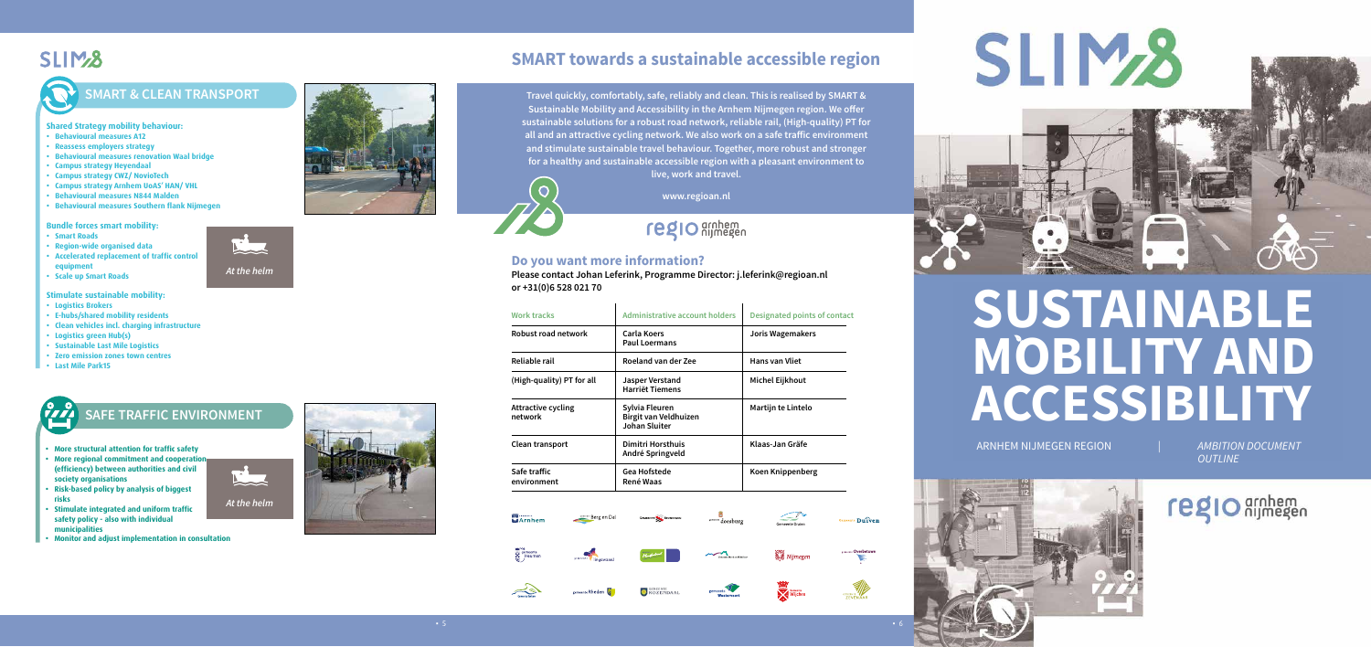SLIM8

## SMART & CLEAN TRANSPORT

**Shared Strategy mobility behaviour:**

- Behavioural measures A12
- Reassess employers strategy
- Behavioural measures renovation Waal bridge
- Campus strategy Heyendaal
- Campus strategy CWZ/ NovioTech
- Campus strategy Arnhem UoAS' HAN/ VHL
- Behavioural measures N844 Malden
- Behavioural measures Southern flank Nijmegen

**Bundle forces smart mobility:**

- Smart Roads
- Region-wide organised data
- Accelerated replacement of traffic control equipment
- Scale up Smart Roads

*At the helm*

**Stimulate sustainable mobility:**

- Logistics Brokers
- E-hubs/shared mobility residents
- Clean vehicles incl. charging infrastructure
- Logistics green Hub(s)
- Sustainable Last Mile Logistics
- Zero emission zones town centres
- Last Mile Park15

## SAFE TRAFFIC ENVIRONMENT

- More structural attention for traffic safety
- More regional commitment and cooperation (efficiency) between authorities and civil society organisations
- Risk-based policy by analysis of biggest risks
- Stimulate integrated and uniform traffic safety policy - also with individual municipalities
- Monitor and adjust implementation in consultation

*At the helm*

# SMART towards a sustainable accessible region

**Travel quickly, comfortably, safe, reliably and clean. This is realised by SMART & Sustainable Mobility and Accessibility in the Arnhem Nijmegen region. We offer sustainable solutions for a robust road network, reliable rail, (High-quality) PT for all and an attractive cycling network. We also work on a safe traffic environment and stimulate sustainable travel behaviour. Together, more robust and stronger for a healthy and sustainable accessible region with a pleasant environment to live, work and travel.**

www.regioan.nl

regio arnhem nijmegen

### Do you want more information?

**Please contact Johan Leferink, Programme Director: j.leferink@regioan.nl or +31(0)6 528 021 70**

| Work tracks | Administrative account holders | Designated points of contact |
|---|---|---|
| Robust road network | Carla Koers<br>Paul Loermans | Joris Wagemakers |
| Reliable rail | Roeland van der Zee | Hans van Vliet |
| (High-quality) PT for all | Jasper Verstand<br>Harriët Tiemens | Michel Eijkhout |
| Attractive cycling network | Sylvia Fleuren<br>Birgit van Veldhuizen<br>Johan Sluiter | Martijn te Lintelo |
| Clean transport | Dimitri Horsthuis<br>André Springveld | Klaas-Jan Gräfe |
| Safe traffic environment | Gea Hofstede<br>René Waas | Koen Knippenberg |

Arnhem · Berg en Dal · Beuningen · Doesburg · Druten · Duiven · Heumen · Lingewaard · Montferland · Overbetuwe · Nijmegen · Rheden · Rozendaal · Westervoort · Wijchen · Zevenaar

SLIM8

# SUSTAINABLE MOBILITY AND ACCESSIBILITY

ARNHEM NIJMEGEN REGION | *AMBITION DOCUMENT OUTLINE*

regio arnhem nijmegen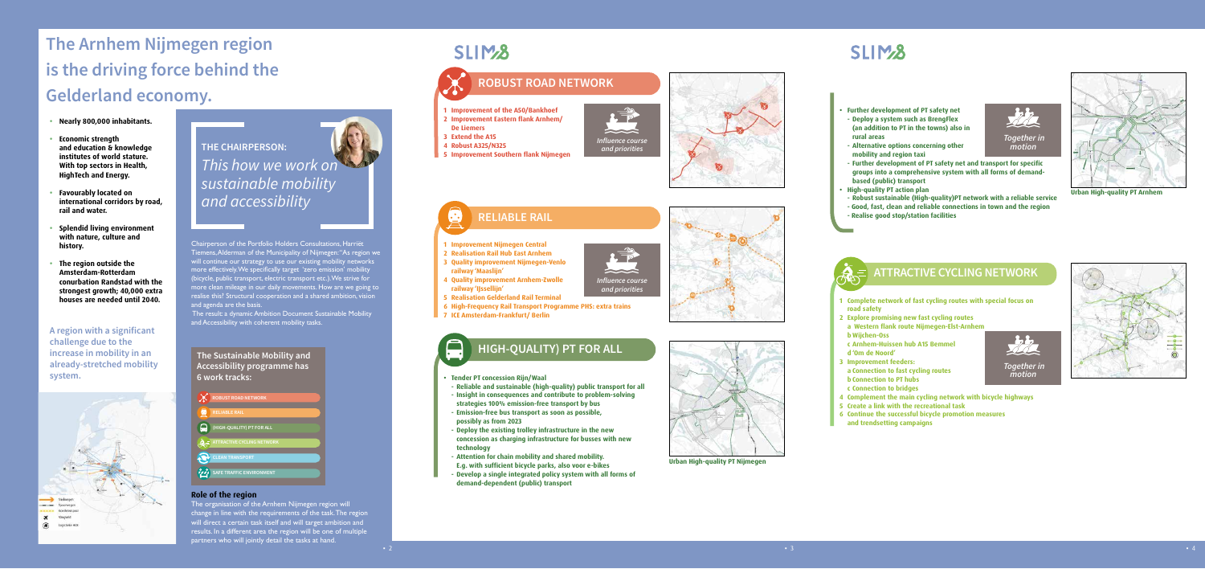# The Arnhem Nijmegen region is the driving force behind the Gelderland economy.

- **Nearly 800,000 inhabitants.**
- **Economic strength and education & knowledge institutes of world stature. With top sectors in Health, HighTech and Energy.**
- **Favourably located on international corridors by road, rail and water.**
- **Splendid living environment with nature, culture and history.**
- **The region outside the Amsterdam-Rotterdam conurbation Randstad with the strongest growth; 40,000 extra houses are needed until 2040.**

A region with a significant challenge due to the increase in mobility in an already-stretched mobility system.

## THE CHAIRPERSON:

*This how we work on sustainable mobility and accessibility*

Chairperson of the Portfolio Holders Consultations, Harriët Tiemens, Alderman of the Municipality of Nijmegen: "As region we will continue our strategy to use our existing mobility networks more effectively. We specifically target 'zero emission' mobility (bicycle, public transport, electric transport etc.). We strive for more clean mileage in our daily movements. How are we going to realise this? Structural cooperation and a shared ambition, vision and agenda are the basis.

The result: a dynamic Ambition Document Sustainable Mobility and Accessibility with coherent mobility tasks.

### The Sustainable Mobility and Accessibility programme has 6 work tracks:

- ROBUST ROAD NETWORK
- RELIABLE RAIL
- (HIGH-QUALITY) PT FOR ALL
- ATTRACTIVE CYCLING NETWORK
- CLEAN TRANSPORT
- SAFE TRAFFIC ENVIRONMENT

### Role of the region

The organisation of the Arnhem Nijmegen region will change in line with the requirements of the task. The region will direct a certain task itself and will target ambition and results. In a different area the region will be one of multiple partners who will jointly detail the tasks at hand.

SLIM

## ROBUST ROAD NETWORK

1. **Improvement of the A50/Bankhoef**
2. **Improvement Eastern flank Arnhem/ De Liemers**
3. **Extend the A15**
4. **Robust A325/N325**
5. **Improvement Southern flank Nijmegen**

*Influence course and priorities*

## RELIABLE RAIL

1. **Improvement Nijmegen Central**
2. **Realisation Rail Hub East Arnhem**
3. **Quality improvement Nijmegen-Venlo railway 'Maaslijn'**
4. **Quality improvement Arnhem-Zwolle railway 'IJssellijn'**
5. **Realisation Gelderland Rail Terminal**
6. **High-Frequency Rail Transport Programme PHS: extra trains**
7. **ICE Amsterdam-Frankfurt/ Berlin**

*Influence course and priorities*

## HIGH-QUALITY) PT FOR ALL

- **Tender PT concession Rijn/Waal**
  - **Reliable and sustainable (high-quality) public transport for all**
  - **Insight in consequences and contribute to problem-solving strategies 100% emission-free transport by bus**
  - **Emission-free bus transport as soon as possible, possibly as from 2023**
  - **Deploy the existing trolley infrastructure in the new concession as charging infrastructure for busses with new technology**
  - **Attention for chain mobility and shared mobility. E.g. with sufficient bicycle parks, also voor e-bikes**
  - **Develop a single integrated policy system with all forms of demand-dependent (public) transport**

Urban High-quality PT Nijmegen

SLIM

- **Further development of PT safety net**
  - **Deploy a system such as BrengFlex (an addition to PT in the towns) also in rural areas**
  - **Alternative options concerning other mobility and region taxi**
  - **Further development of PT safety net and transport for specific groups into a comprehensive system with all forms of demand-based (public) transport**
- **High-quality PT action plan**
  - **Robust sustainable (High-quality)PT network with a reliable service**
  - **Good, fast, clean and reliable connections in town and the region**
  - **Realise good stop/station facilities**

*Together in motion*

Urban High-quality PT Arnhem

## ATTRACTIVE CYCLING NETWORK

1. **Complete network of fast cycling routes with special focus on road safety**
2. **Explore promising new fast cycling routes**
   - **a Western flank route Nijmegen-Elst-Arnhem**
   - **b Wijchen-Oss**
   - **c Arnhem-Huissen hub A15 Bemmel**
   - **d 'Om de Noord'**
3. **Improvement feeders:**
   - **a Connection to fast cycling routes**
   - **b Connection to PT hubs**
   - **c Connection to bridges**
4. **Complement the main cycling network with bicycle highways**
5. **Create a link with the recreational task**
6. **Continue the successful bicycle promotion measures and trendsetting campaigns**

*Together in motion*